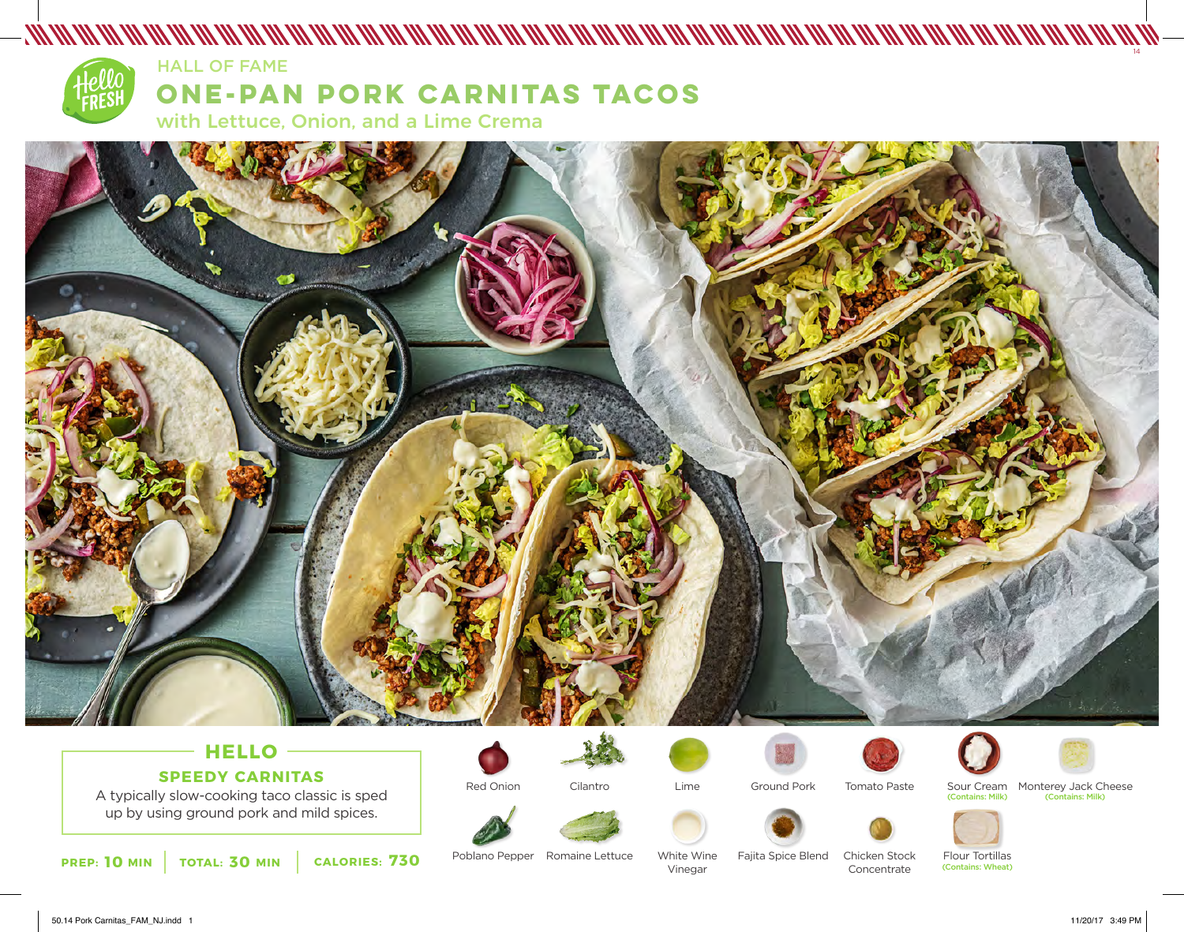HALL OF FAME

# ONE-PAN PORK CARNITAS TACOS

with Lettuce, Onion, and a Lime Crema

## HELLO

### SPEEDY CARNITAS

A typically slow-cooking taco classic is sped up by using ground pork and mild spices.

**PREP: 10 MIN** | **TOTAL: 30 MIN** | **CALORIES: 730**

- Red Onion
- Cilantro
- Lime
- Ground Pork
- Tomato Paste
- Sour Cream (Contains: Milk)
- Monterey Jack Cheese (Contains: Milk)
- Poblano Pepper
- Romaine Lettuce
- White Wine Vinegar
- Fajita Spice Blend
- Chicken Stock Concentrate
- Flour Tortillas (Contains: Wheat)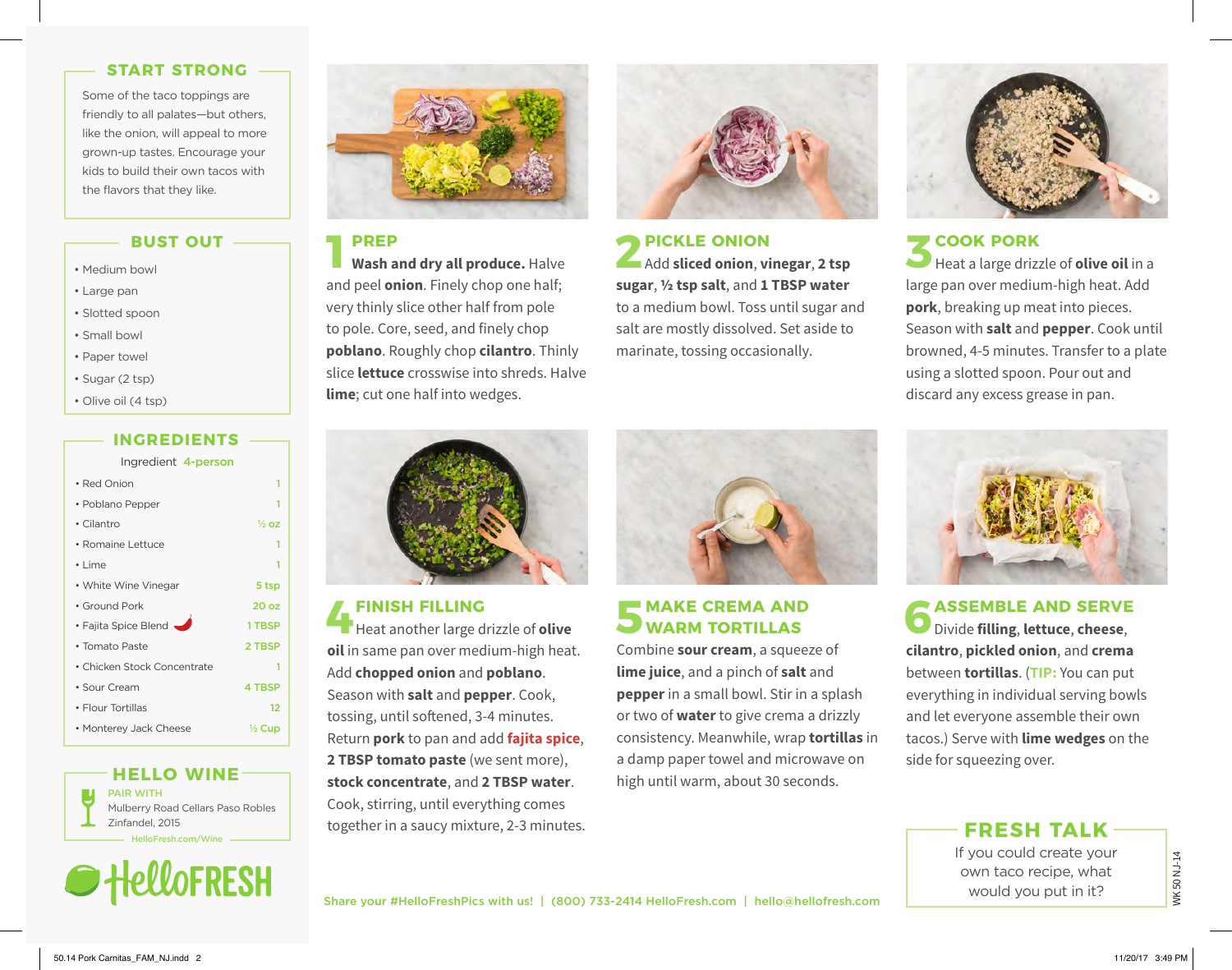## START STRONG

Some of the taco toppings are friendly to all palates—but others, like the onion, will appeal to more grown-up tastes. Encourage your kids to build their own tacos with the flavors that they like.

## BUST OUT

- Medium bowl
- Large pan
- Slotted spoon
- Small bowl
- Paper towel
- Sugar (2 tsp)
- Olive oil (4 tsp)

## INGREDIENTS

| Ingredient | 4-person |
|---|---|
| • Red Onion | 1 |
| • Poblano Pepper | 1 |
| • Cilantro | ½ oz |
| • Romaine Lettuce | 1 |
| • Lime | 1 |
| • White Wine Vinegar | 5 tsp |
| • Ground Pork | 20 oz |
| • Fajita Spice Blend | 1 TBSP |
| • Tomato Paste | 2 TBSP |
| • Chicken Stock Concentrate | 1 |
| • Sour Cream | 4 TBSP |
| • Flour Tortillas | 12 |
| • Monterey Jack Cheese | ½ Cup |

## HELLO WINE

PAIR WITH
Mulberry Road Cellars Paso Robles Zinfandel, 2015

HelloFresh.com/Wine

HelloFRESH

## 1 PREP

**Wash and dry all produce.** Halve and peel **onion**. Finely chop one half; very thinly slice other half from pole to pole. Core, seed, and finely chop **poblano**. Roughly chop **cilantro**. Thinly slice **lettuce** crosswise into shreds. Halve **lime**; cut one half into wedges.

## 2 PICKLE ONION

Add **sliced onion**, **vinegar**, **2 tsp sugar**, **½ tsp salt**, and **1 TBSP water** to a medium bowl. Toss until sugar and salt are mostly dissolved. Set aside to marinate, tossing occasionally.

## 3 COOK PORK

Heat a large drizzle of **olive oil** in a large pan over medium-high heat. Add **pork**, breaking up meat into pieces. Season with **salt** and **pepper**. Cook until browned, 4-5 minutes. Transfer to a plate using a slotted spoon. Pour out and discard any excess grease in pan.

## 4 FINISH FILLING

Heat another large drizzle of **olive oil** in same pan over medium-high heat. Add **chopped onion** and **poblano**. Season with **salt** and **pepper**. Cook, tossing, until softened, 3-4 minutes. Return **pork** to pan and add **fajita spice**, **2 TBSP tomato paste** (we sent more), **stock concentrate**, and **2 TBSP water**. Cook, stirring, until everything comes together in a saucy mixture, 2-3 minutes.

## 5 MAKE CREMA AND WARM TORTILLAS

Combine **sour cream**, a squeeze of **lime juice**, and a pinch of **salt** and **pepper** in a small bowl. Stir in a splash or two of **water** to give crema a drizzly consistency. Meanwhile, wrap **tortillas** in a damp paper towel and microwave on high until warm, about 30 seconds.

## 6 ASSEMBLE AND SERVE

Divide **filling**, **lettuce**, **cheese**, **cilantro**, **pickled onion**, and **crema** between **tortillas**. (**TIP:** You can put everything in individual serving bowls and let everyone assemble their own tacos.) Serve with **lime wedges** on the side for squeezing over.

## FRESH TALK

If you could create your own taco recipe, what would you put in it?

Share your #HelloFreshPics with us! | (800) 733-2414 HelloFresh.com | hello@hellofresh.com

WK 50 NJ-14